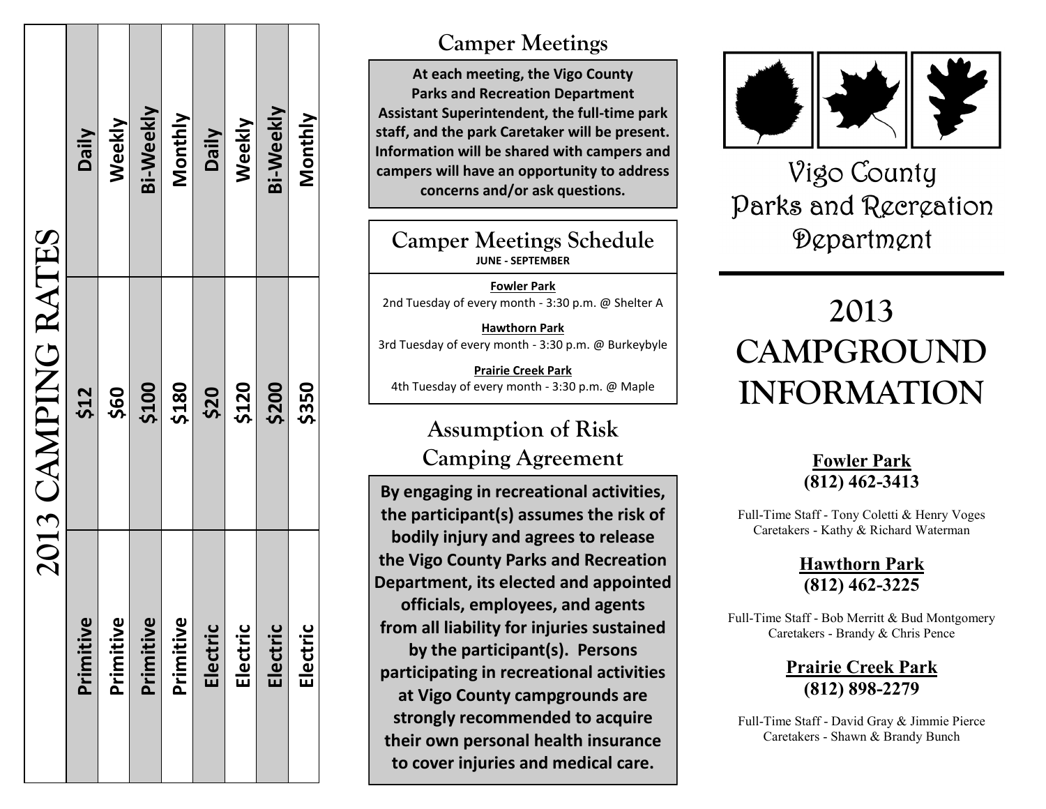# 2013 CAMPING RATES

| Type | Rate | Period |
|---|---|---|
| Primitive | $12 | Daily |
| Primitive | $60 | Weekly |
| Primitive | $100 | Bi-Weekly |
| Primitive | $180 | Monthly |
| Electric | $20 | Daily |
| Electric | $120 | Weekly |
| Electric | $200 | Bi-Weekly |
| Electric | $350 | Monthly |

## Camper Meetings

**At each meeting, the Vigo County Parks and Recreation Department Assistant Superintendent, the full-time park staff, and the park Caretaker will be present. Information will be shared with campers and campers will have an opportunity to address concerns and/or ask questions.**

## Camper Meetings Schedule

**JUNE - SEPTEMBER**

**Fowler Park**
2nd Tuesday of every month - 3:30 p.m. @ Shelter A

**Hawthorn Park**
3rd Tuesday of every month - 3:30 p.m. @ Burkeybyle

**Prairie Creek Park**
4th Tuesday of every month - 3:30 p.m. @ Maple

## Assumption of Risk Camping Agreement

**By engaging in recreational activities, the participant(s) assumes the risk of bodily injury and agrees to release the Vigo County Parks and Recreation Department, its elected and appointed officials, employees, and agents from all liability for injuries sustained by the participant(s). Persons participating in recreational activities at Vigo County campgrounds are strongly recommended to acquire their own personal health insurance to cover injuries and medical care.**

# Vigo County Parks and Recreation Department

# 2013 CAMPGROUND INFORMATION

**Fowler Park**
**(812) 462-3413**

Full-Time Staff - Tony Coletti & Henry Voges
Caretakers - Kathy & Richard Waterman

**Hawthorn Park**
**(812) 462-3225**

Full-Time Staff - Bob Merritt & Bud Montgomery
Caretakers - Brandy & Chris Pence

**Prairie Creek Park**
**(812) 898-2279**

Full-Time Staff - David Gray & Jimmie Pierce
Caretakers - Shawn & Brandy Bunch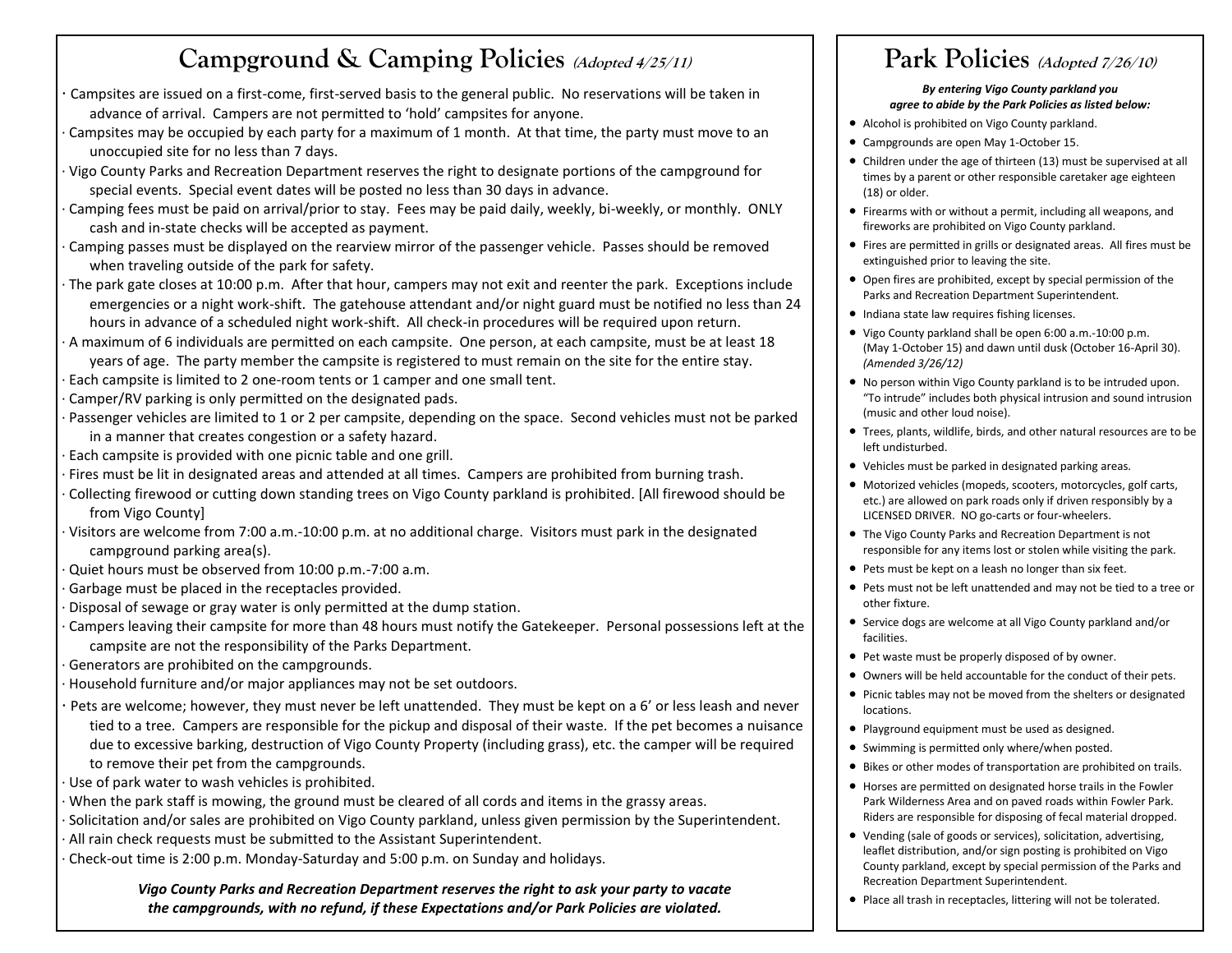## Campground & Camping Policies *(Adopted 4/25/11)*

- Campsites are issued on a first-come, first-served basis to the general public. No reservations will be taken in advance of arrival. Campers are not permitted to 'hold' campsites for anyone.
- Campsites may be occupied by each party for a maximum of 1 month. At that time, the party must move to an unoccupied site for no less than 7 days.
- Vigo County Parks and Recreation Department reserves the right to designate portions of the campground for special events. Special event dates will be posted no less than 30 days in advance.
- Camping fees must be paid on arrival/prior to stay. Fees may be paid daily, weekly, bi-weekly, or monthly. ONLY cash and in-state checks will be accepted as payment.
- Camping passes must be displayed on the rearview mirror of the passenger vehicle. Passes should be removed when traveling outside of the park for safety.
- The park gate closes at 10:00 p.m. After that hour, campers may not exit and reenter the park. Exceptions include emergencies or a night work-shift. The gatehouse attendant and/or night guard must be notified no less than 24 hours in advance of a scheduled night work-shift. All check-in procedures will be required upon return.
- A maximum of 6 individuals are permitted on each campsite. One person, at each campsite, must be at least 18 years of age. The party member the campsite is registered to must remain on the site for the entire stay.
- Each campsite is limited to 2 one-room tents or 1 camper and one small tent.
- Camper/RV parking is only permitted on the designated pads.
- Passenger vehicles are limited to 1 or 2 per campsite, depending on the space. Second vehicles must not be parked in a manner that creates congestion or a safety hazard.
- Each campsite is provided with one picnic table and one grill.
- Fires must be lit in designated areas and attended at all times. Campers are prohibited from burning trash.
- Collecting firewood or cutting down standing trees on Vigo County parkland is prohibited. [All firewood should be from Vigo County]
- Visitors are welcome from 7:00 a.m.-10:00 p.m. at no additional charge. Visitors must park in the designated campground parking area(s).
- Quiet hours must be observed from 10:00 p.m.-7:00 a.m.
- Garbage must be placed in the receptacles provided.
- Disposal of sewage or gray water is only permitted at the dump station.
- Campers leaving their campsite for more than 48 hours must notify the Gatekeeper. Personal possessions left at the campsite are not the responsibility of the Parks Department.
- Generators are prohibited on the campgrounds.
- Household furniture and/or major appliances may not be set outdoors.
- Pets are welcome; however, they must never be left unattended. They must be kept on a 6' or less leash and never tied to a tree. Campers are responsible for the pickup and disposal of their waste. If the pet becomes a nuisance due to excessive barking, destruction of Vigo County Property (including grass), etc. the camper will be required to remove their pet from the campgrounds.
- Use of park water to wash vehicles is prohibited.
- When the park staff is mowing, the ground must be cleared of all cords and items in the grassy areas.
- Solicitation and/or sales are prohibited on Vigo County parkland, unless given permission by the Superintendent.
- All rain check requests must be submitted to the Assistant Superintendent.
- Check-out time is 2:00 p.m. Monday-Saturday and 5:00 p.m. on Sunday and holidays.

***Vigo County Parks and Recreation Department reserves the right to ask your party to vacate the campgrounds, with no refund, if these Expectations and/or Park Policies are violated.***

## Park Policies *(Adopted 7/26/10)*

***By entering Vigo County parkland you agree to abide by the Park Policies as listed below:***

- Alcohol is prohibited on Vigo County parkland.
- Campgrounds are open May 1-October 15.
- Children under the age of thirteen (13) must be supervised at all times by a parent or other responsible caretaker age eighteen (18) or older.
- Firearms with or without a permit, including all weapons, and fireworks are prohibited on Vigo County parkland.
- Fires are permitted in grills or designated areas. All fires must be extinguished prior to leaving the site.
- Open fires are prohibited, except by special permission of the Parks and Recreation Department Superintendent.
- Indiana state law requires fishing licenses.
- Vigo County parkland shall be open 6:00 a.m.-10:00 p.m. (May 1-October 15) and dawn until dusk (October 16-April 30). *(Amended 3/26/12)*
- No person within Vigo County parkland is to be intruded upon. "To intrude" includes both physical intrusion and sound intrusion (music and other loud noise).
- Trees, plants, wildlife, birds, and other natural resources are to be left undisturbed.
- Vehicles must be parked in designated parking areas.
- Motorized vehicles (mopeds, scooters, motorcycles, golf carts, etc.) are allowed on park roads only if driven responsibly by a LICENSED DRIVER. NO go-carts or four-wheelers.
- The Vigo County Parks and Recreation Department is not responsible for any items lost or stolen while visiting the park.
- Pets must be kept on a leash no longer than six feet.
- Pets must not be left unattended and may not be tied to a tree or other fixture.
- Service dogs are welcome at all Vigo County parkland and/or facilities.
- Pet waste must be properly disposed of by owner.
- Owners will be held accountable for the conduct of their pets.
- Picnic tables may not be moved from the shelters or designated locations.
- Playground equipment must be used as designed.
- Swimming is permitted only where/when posted.
- Bikes or other modes of transportation are prohibited on trails.
- Horses are permitted on designated horse trails in the Fowler Park Wilderness Area and on paved roads within Fowler Park. Riders are responsible for disposing of fecal material dropped.
- Vending (sale of goods or services), solicitation, advertising, leaflet distribution, and/or sign posting is prohibited on Vigo County parkland, except by special permission of the Parks and Recreation Department Superintendent.
- Place all trash in receptacles, littering will not be tolerated.